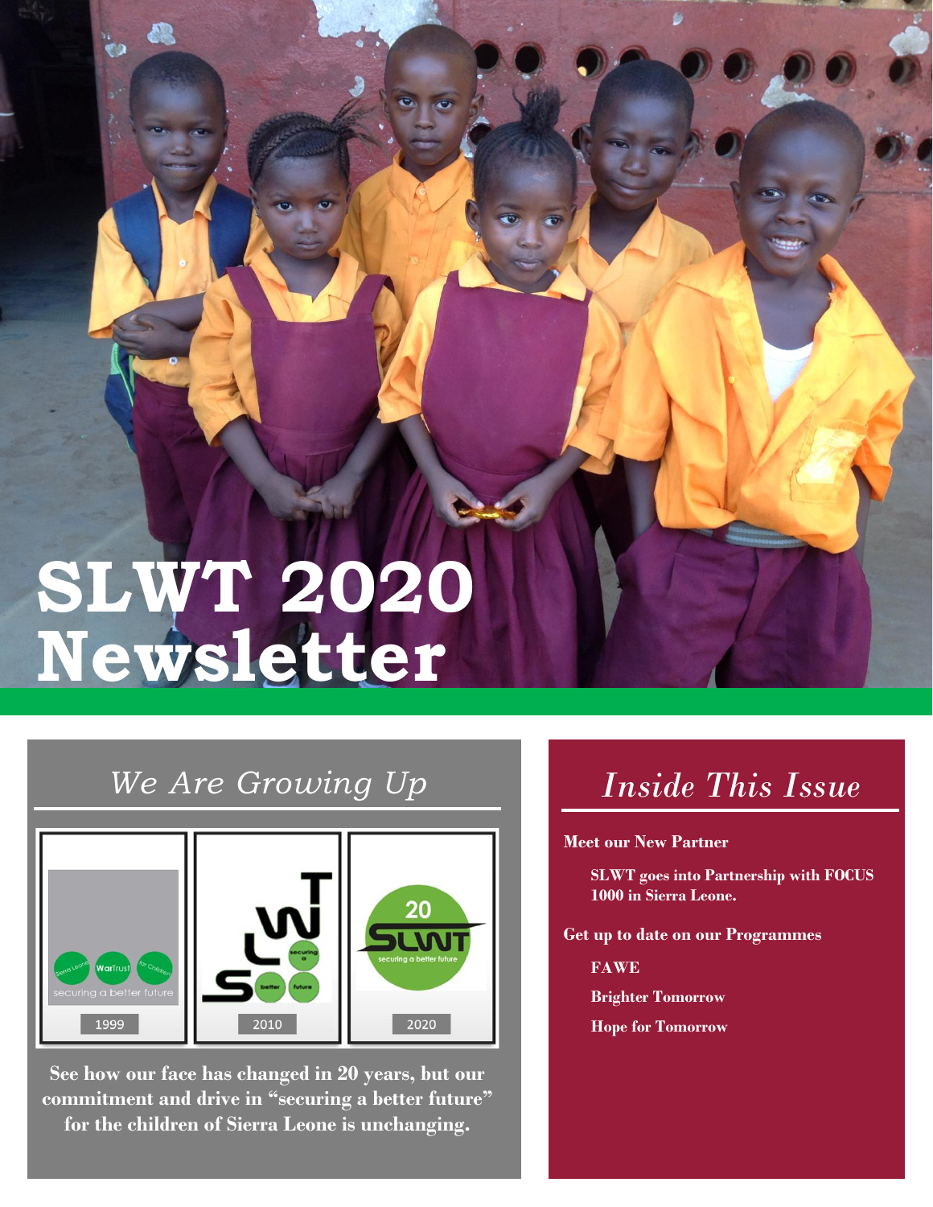# SLWT 2020 Newsletter

## *We Are Growing Up*

1999

2010

2020

**See how our face has changed in 20 years, but our commitment and drive in "securing a better future" for the children of Sierra Leone is unchanging.**

## *Inside This Issue*

**Meet our New Partner**

- **SLWT goes into Partnership with FOCUS 1000 in Sierra Leone.**

**Get up to date on our Programmes**

- **FAWE**
- **Brighter Tomorrow**
- **Hope for Tomorrow**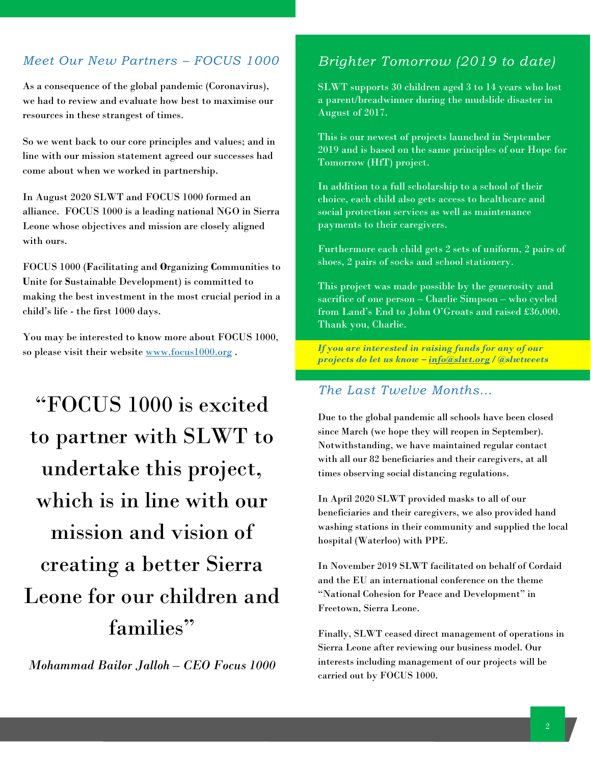## *Meet Our New Partners – FOCUS 1000*

As a consequence of the global pandemic (Coronavirus), we had to review and evaluate how best to maximise our resources in these strangest of times.

So we went back to our core principles and values; and in line with our mission statement agreed our successes had come about when we worked in partnership.

In August 2020 SLWT and FOCUS 1000 formed an alliance. FOCUS 1000 is a leading national NGO in Sierra Leone whose objectives and mission are closely aligned with ours.

FOCUS 1000 (**F**acilitating and **O**rganizing **C**ommunities to **U**nite for **S**ustainable Development) is committed to making the best investment in the most crucial period in a child's life - the first 1000 days.

You may be interested to know more about FOCUS 1000, so please visit their website [www.focus1000.org](http://www.focus1000.org) .

> "FOCUS 1000 is excited to partner with SLWT to undertake this project, which is in line with our mission and vision of creating a better Sierra Leone for our children and families"
>
> *Mohammad Bailor Jalloh – CEO Focus 1000*

## *Brighter Tomorrow (2019 to date)*

SLWT supports 30 children aged 3 to 14 years who lost a parent/breadwinner during the mudslide disaster in August of 2017.

This is our newest of projects launched in September 2019 and is based on the same principles of our Hope for Tomorrow (HfT) project.

In addition to a full scholarship to a school of their choice, each child also gets access to healthcare and social protection services as well as maintenance payments to their caregivers.

Furthermore each child gets 2 sets of uniform, 2 pairs of shoes, 2 pairs of socks and school stationery.

This project was made possible by the generosity and sacrifice of one person – Charlie Simpson – who cycled from Land's End to John O'Groats and raised £36,000. Thank you, Charlie.

***If you are interested in raising funds for any of our projects do let us know – [info@slwt.org](mailto:info@slwt.org) / @slwtweets***

## *The Last Twelve Months…*

Due to the global pandemic all schools have been closed since March (we hope they will reopen in September). Notwithstanding, we have maintained regular contact with all our 82 beneficiaries and their caregivers, at all times observing social distancing regulations.

In April 2020 SLWT provided masks to all of our beneficiaries and their caregivers, we also provided hand washing stations in their community and supplied the local hospital (Waterloo) with PPE.

In November 2019 SLWT facilitated on behalf of Cordaid and the EU an international conference on the theme "National Cohesion for Peace and Development" in Freetown, Sierra Leone.

Finally, SLWT ceased direct management of operations in Sierra Leone after reviewing our business model. Our interests including management of our projects will be carried out by FOCUS 1000.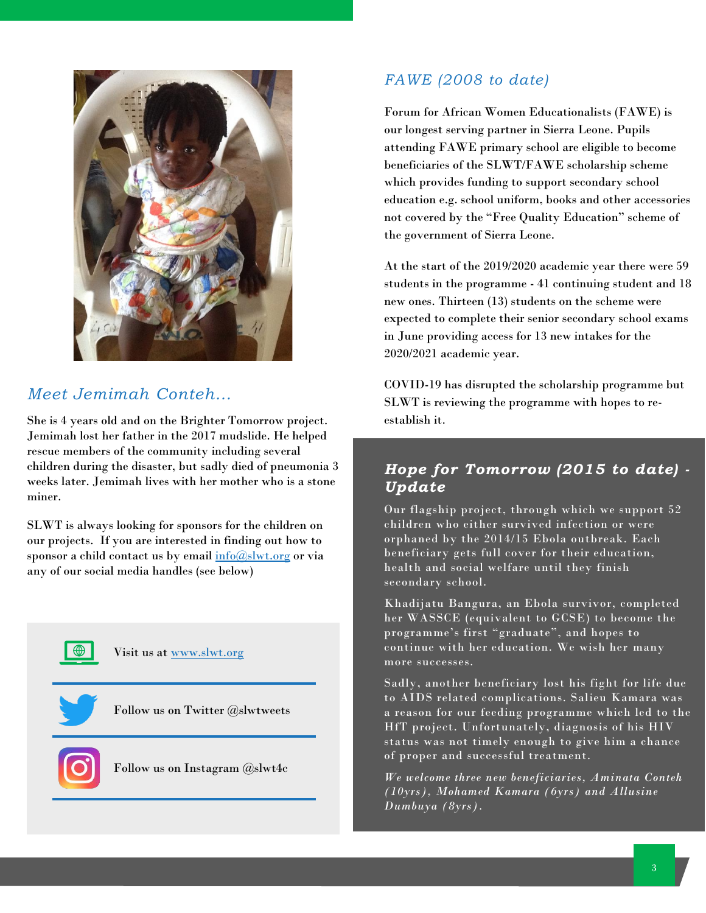## *Meet Jemimah Conteh...*

She is 4 years old and on the Brighter Tomorrow project. Jemimah lost her father in the 2017 mudslide. He helped rescue members of the community including several children during the disaster, but sadly died of pneumonia 3 weeks later. Jemimah lives with her mother who is a stone miner.

SLWT is always looking for sponsors for the children on our projects. If you are interested in finding out how to sponsor a child contact us by email info@slwt.org or via any of our social media handles (see below)

Visit us at www.slwt.org

Follow us on Twitter @slwtweets

Follow us on Instagram @slwt4c

## *FAWE (2008 to date)*

Forum for African Women Educationalists (FAWE) is our longest serving partner in Sierra Leone. Pupils attending FAWE primary school are eligible to become beneficiaries of the SLWT/FAWE scholarship scheme which provides funding to support secondary school education e.g. school uniform, books and other accessories not covered by the "Free Quality Education" scheme of the government of Sierra Leone.

At the start of the 2019/2020 academic year there were 59 students in the programme - 41 continuing student and 18 new ones. Thirteen (13) students on the scheme were expected to complete their senior secondary school exams in June providing access for 13 new intakes for the 2020/2021 academic year.

COVID-19 has disrupted the scholarship programme but SLWT is reviewing the programme with hopes to re-establish it.

## ***Hope for Tomorrow (2015 to date) - Update***

Our flagship project, through which we support 52 children who either survived infection or were orphaned by the 2014/15 Ebola outbreak. Each beneficiary gets full cover for their education, health and social welfare until they finish secondary school.

Khadijatu Bangura, an Ebola survivor, completed her WASSCE (equivalent to GCSE) to become the programme's first "graduate", and hopes to continue with her education. We wish her many more successes.

Sadly, another beneficiary lost his fight for life due to AIDS related complications. Salieu Kamara was a reason for our feeding programme which led to the HfT project. Unfortunately, diagnosis of his HIV status was not timely enough to give him a chance of proper and successful treatment.

*We welcome three new beneficiaries, Aminata Conteh (10yrs), Mohamed Kamara (6yrs) and Allusine Dumbuya (8yrs).*